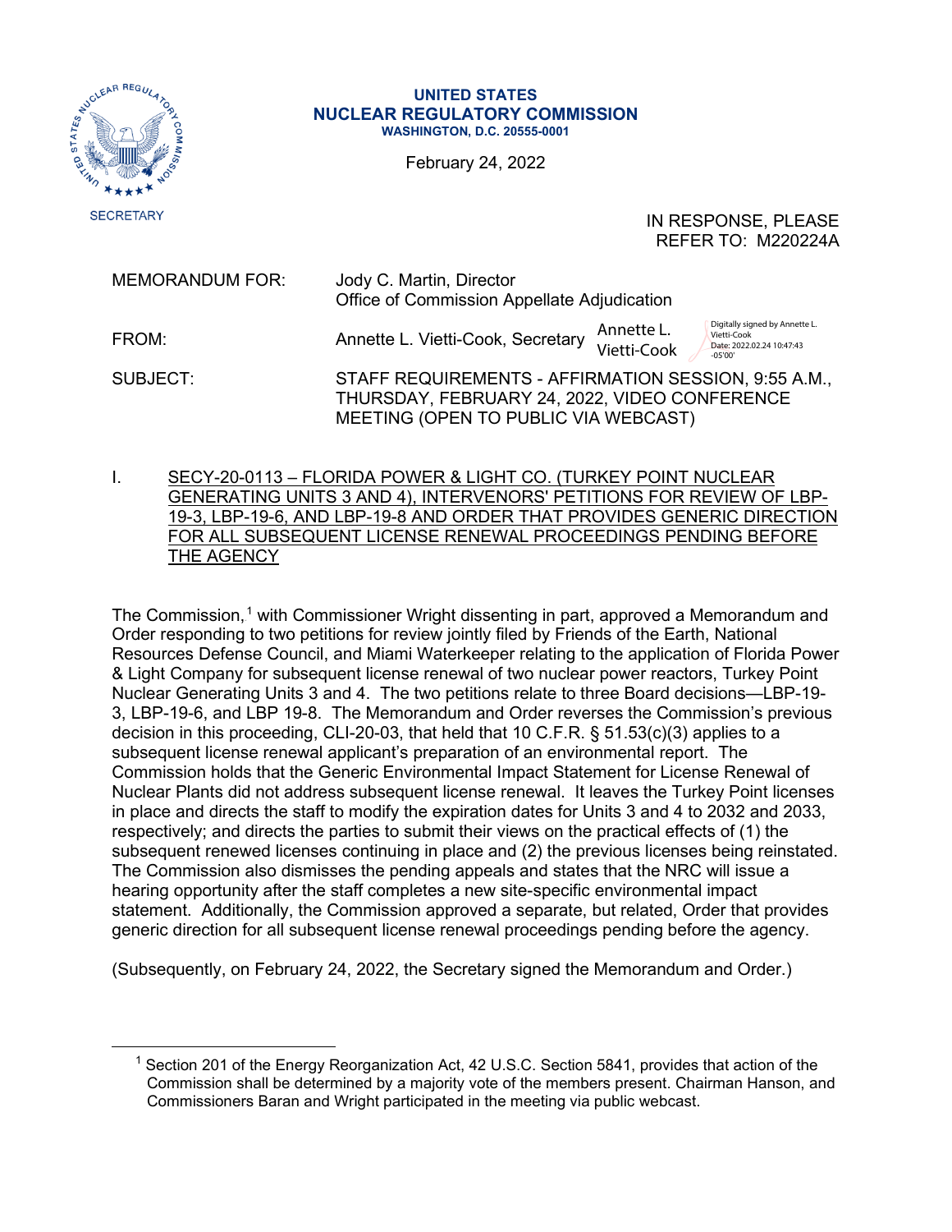UNITED STATES
**NUCLEAR REGULATORY COMMISSION**
WASHINGTON, D.C. 20555-0001

SECRETARY

February 24, 2022

IN RESPONSE, PLEASE
REFER TO: M220224A

MEMORANDUM FOR: Jody C. Martin, Director
Office of Commission Appellate Adjudication

FROM: Annette L. Vietti-Cook, Secretary Annette L. Vietti-Cook Digitally signed by Annette L. Vietti-Cook Date: 2022.02.24 10:47:43 -05'00'

SUBJECT: STAFF REQUIREMENTS - AFFIRMATION SESSION, 9:55 A.M., THURSDAY, FEBRUARY 24, 2022, VIDEO CONFERENCE MEETING (OPEN TO PUBLIC VIA WEBCAST)

I. SECY-20-0113 – FLORIDA POWER & LIGHT CO. (TURKEY POINT NUCLEAR GENERATING UNITS 3 AND 4), INTERVENORS' PETITIONS FOR REVIEW OF LBP-19-3, LBP-19-6, AND LBP-19-8 AND ORDER THAT PROVIDES GENERIC DIRECTION FOR ALL SUBSEQUENT LICENSE RENEWAL PROCEEDINGS PENDING BEFORE THE AGENCY

The Commission,[1] with Commissioner Wright dissenting in part, approved a Memorandum and Order responding to two petitions for review jointly filed by Friends of the Earth, National Resources Defense Council, and Miami Waterkeeper relating to the application of Florida Power & Light Company for subsequent license renewal of two nuclear power reactors, Turkey Point Nuclear Generating Units 3 and 4. The two petitions relate to three Board decisions—LBP-19-3, LBP-19-6, and LBP 19-8. The Memorandum and Order reverses the Commission's previous decision in this proceeding, CLI-20-03, that held that 10 C.F.R. § 51.53(c)(3) applies to a subsequent license renewal applicant's preparation of an environmental report. The Commission holds that the Generic Environmental Impact Statement for License Renewal of Nuclear Plants did not address subsequent license renewal. It leaves the Turkey Point licenses in place and directs the staff to modify the expiration dates for Units 3 and 4 to 2032 and 2033, respectively; and directs the parties to submit their views on the practical effects of (1) the subsequent renewed licenses continuing in place and (2) the previous licenses being reinstated. The Commission also dismisses the pending appeals and states that the NRC will issue a hearing opportunity after the staff completes a new site-specific environmental impact statement. Additionally, the Commission approved a separate, but related, Order that provides generic direction for all subsequent license renewal proceedings pending before the agency.

(Subsequently, on February 24, 2022, the Secretary signed the Memorandum and Order.)

---

[1] Section 201 of the Energy Reorganization Act, 42 U.S.C. Section 5841, provides that action of the Commission shall be determined by a majority vote of the members present. Chairman Hanson, and Commissioners Baran and Wright participated in the meeting via public webcast.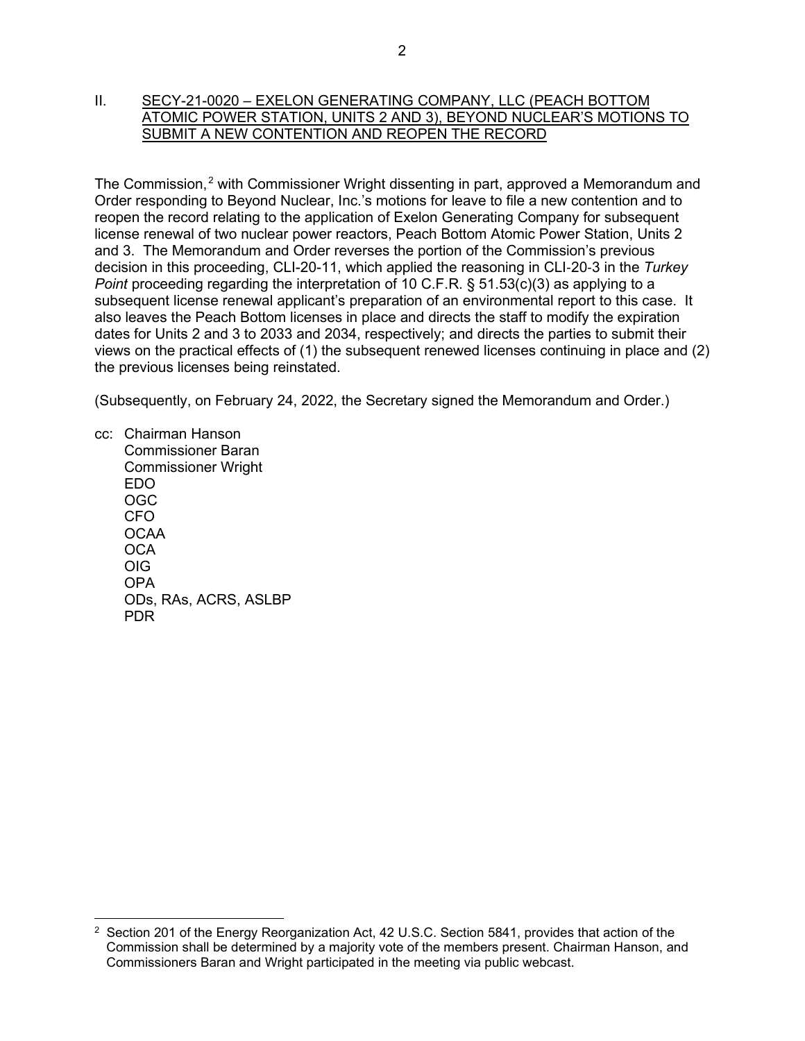## II. SECY-21-0020 – EXELON GENERATING COMPANY, LLC (PEACH BOTTOM ATOMIC POWER STATION, UNITS 2 AND 3), BEYOND NUCLEAR'S MOTIONS TO SUBMIT A NEW CONTENTION AND REOPEN THE RECORD

The Commission,[2] with Commissioner Wright dissenting in part, approved a Memorandum and Order responding to Beyond Nuclear, Inc.'s motions for leave to file a new contention and to reopen the record relating to the application of Exelon Generating Company for subsequent license renewal of two nuclear power reactors, Peach Bottom Atomic Power Station, Units 2 and 3. The Memorandum and Order reverses the portion of the Commission's previous decision in this proceeding, CLI-20-11, which applied the reasoning in CLI-20-3 in the *Turkey Point* proceeding regarding the interpretation of 10 C.F.R. § 51.53(c)(3) as applying to a subsequent license renewal applicant's preparation of an environmental report to this case. It also leaves the Peach Bottom licenses in place and directs the staff to modify the expiration dates for Units 2 and 3 to 2033 and 2034, respectively; and directs the parties to submit their views on the practical effects of (1) the subsequent renewed licenses continuing in place and (2) the previous licenses being reinstated.

(Subsequently, on February 24, 2022, the Secretary signed the Memorandum and Order.)

cc: Chairman Hanson
Commissioner Baran
Commissioner Wright
EDO
OGC
CFO
OCAA
OCA
OIG
OPA
ODs, RAs, ACRS, ASLBP
PDR

---

[2] Section 201 of the Energy Reorganization Act, 42 U.S.C. Section 5841, provides that action of the Commission shall be determined by a majority vote of the members present. Chairman Hanson, and Commissioners Baran and Wright participated in the meeting via public webcast.